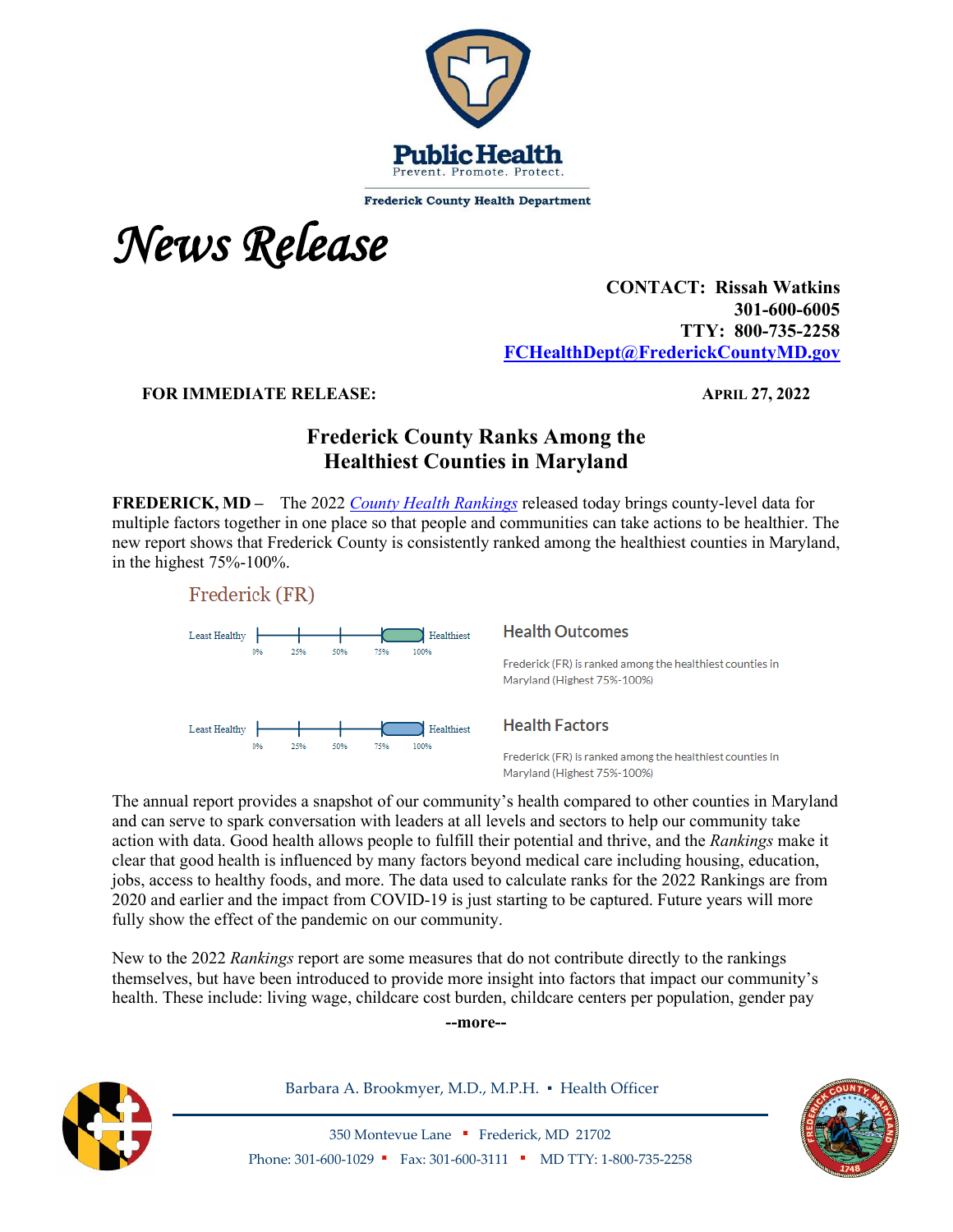Public Health
Prevent. Promote. Protect.

Frederick County Health Department

# News Release

**CONTACT: Rissah Watkins**
**301-600-6005**
**TTY: 800-735-2258**
**FCHealthDept@FrederickCountyMD.gov**

**FOR IMMEDIATE RELEASE:** **APRIL 27, 2022**

## Frederick County Ranks Among the Healthiest Counties in Maryland

**FREDERICK, MD –** The 2022 *County Health Rankings* released today brings county-level data for multiple factors together in one place so that people and communities can take actions to be healthier. The new report shows that Frederick County is consistently ranked among the healthiest counties in Maryland, in the highest 75%-100%.

Frederick (FR)

Least Healthy — 0% — 25% — 50% — 75% — 100% — Healthiest

**Health Outcomes**

Frederick (FR) is ranked among the healthiest counties in Maryland (Highest 75%-100%)

Least Healthy — 0% — 25% — 50% — 75% — 100% — Healthiest

**Health Factors**

Frederick (FR) is ranked among the healthiest counties in Maryland (Highest 75%-100%)

The annual report provides a snapshot of our community's health compared to other counties in Maryland and can serve to spark conversation with leaders at all levels and sectors to help our community take action with data. Good health allows people to fulfill their potential and thrive, and the *Rankings* make it clear that good health is influenced by many factors beyond medical care including housing, education, jobs, access to healthy foods, and more. The data used to calculate ranks for the 2022 Rankings are from 2020 and earlier and the impact from COVID-19 is just starting to be captured. Future years will more fully show the effect of the pandemic on our community.

New to the 2022 *Rankings* report are some measures that do not contribute directly to the rankings themselves, but have been introduced to provide more insight into factors that impact our community's health. These include: living wage, childcare cost burden, childcare centers per population, gender pay

**--more--**

Barbara A. Brookmyer, M.D., M.P.H. ▪ Health Officer

350 Montevue Lane ▪ Frederick, MD 21702
Phone: 301-600-1029 ▪ Fax: 301-600-3111 ▪ MD TTY: 1-800-735-2258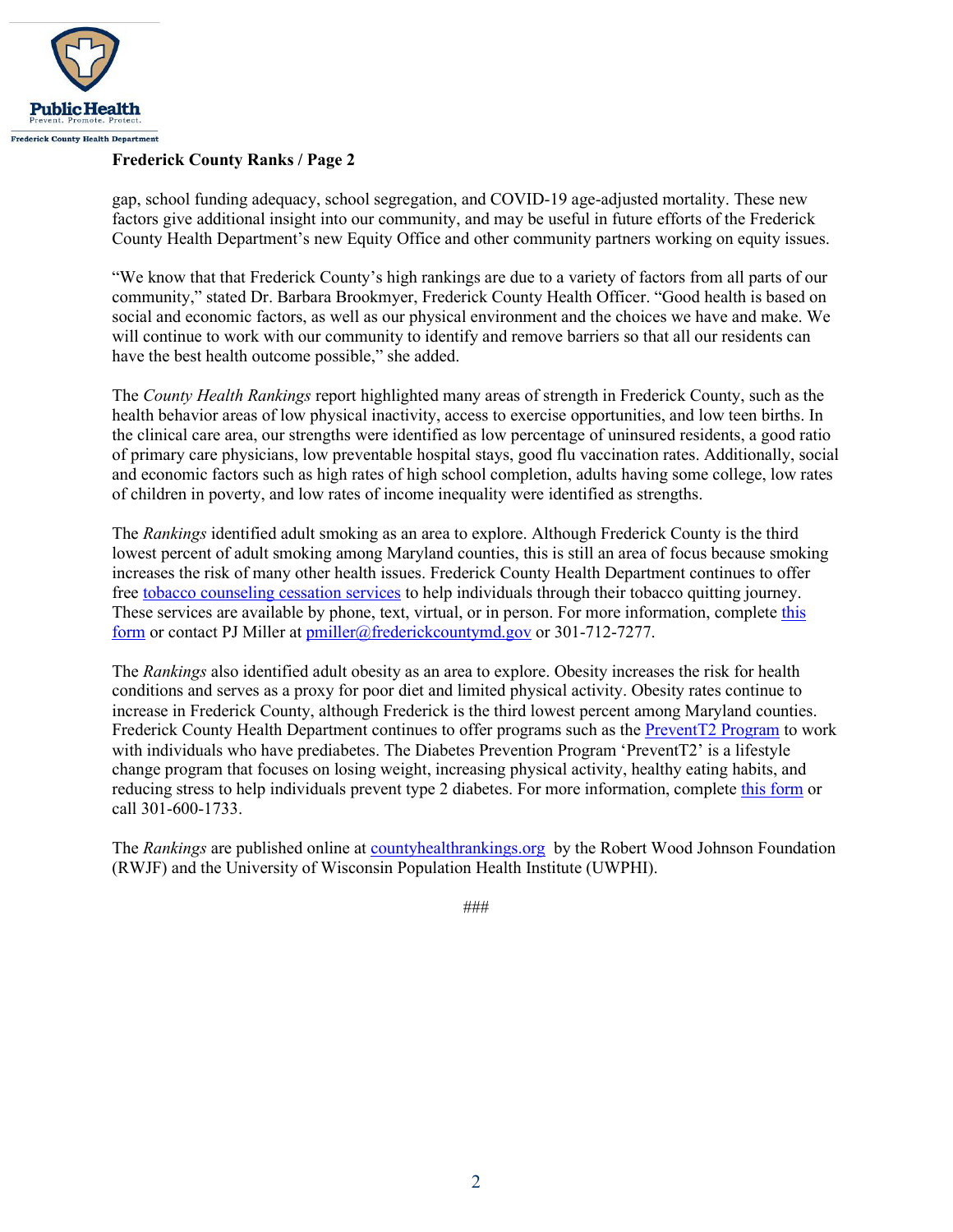gap, school funding adequacy, school segregation, and COVID-19 age-adjusted mortality. These new factors give additional insight into our community, and may be useful in future efforts of the Frederick County Health Department's new Equity Office and other community partners working on equity issues.

"We know that that Frederick County's high rankings are due to a variety of factors from all parts of our community," stated Dr. Barbara Brookmyer, Frederick County Health Officer. "Good health is based on social and economic factors, as well as our physical environment and the choices we have and make. We will continue to work with our community to identify and remove barriers so that all our residents can have the best health outcome possible," she added.

The *County Health Rankings* report highlighted many areas of strength in Frederick County, such as the health behavior areas of low physical inactivity, access to exercise opportunities, and low teen births. In the clinical care area, our strengths were identified as low percentage of uninsured residents, a good ratio of primary care physicians, low preventable hospital stays, good flu vaccination rates. Additionally, social and economic factors such as high rates of high school completion, adults having some college, low rates of children in poverty, and low rates of income inequality were identified as strengths.

The *Rankings* identified adult smoking as an area to explore. Although Frederick County is the third lowest percent of adult smoking among Maryland counties, this is still an area of focus because smoking increases the risk of many other health issues. Frederick County Health Department continues to offer free tobacco counseling cessation services to help individuals through their tobacco quitting journey. These services are available by phone, text, virtual, or in person. For more information, complete this form or contact PJ Miller at pmiller@frederickcountymd.gov or 301-712-7277.

The *Rankings* also identified adult obesity as an area to explore. Obesity increases the risk for health conditions and serves as a proxy for poor diet and limited physical activity. Obesity rates continue to increase in Frederick County, although Frederick is the third lowest percent among Maryland counties. Frederick County Health Department continues to offer programs such as the PreventT2 Program to work with individuals who have prediabetes. The Diabetes Prevention Program 'PreventT2' is a lifestyle change program that focuses on losing weight, increasing physical activity, healthy eating habits, and reducing stress to help individuals prevent type 2 diabetes. For more information, complete this form or call 301-600-1733.

The *Rankings* are published online at countyhealthrankings.org by the Robert Wood Johnson Foundation (RWJF) and the University of Wisconsin Population Health Institute (UWPHI).

###